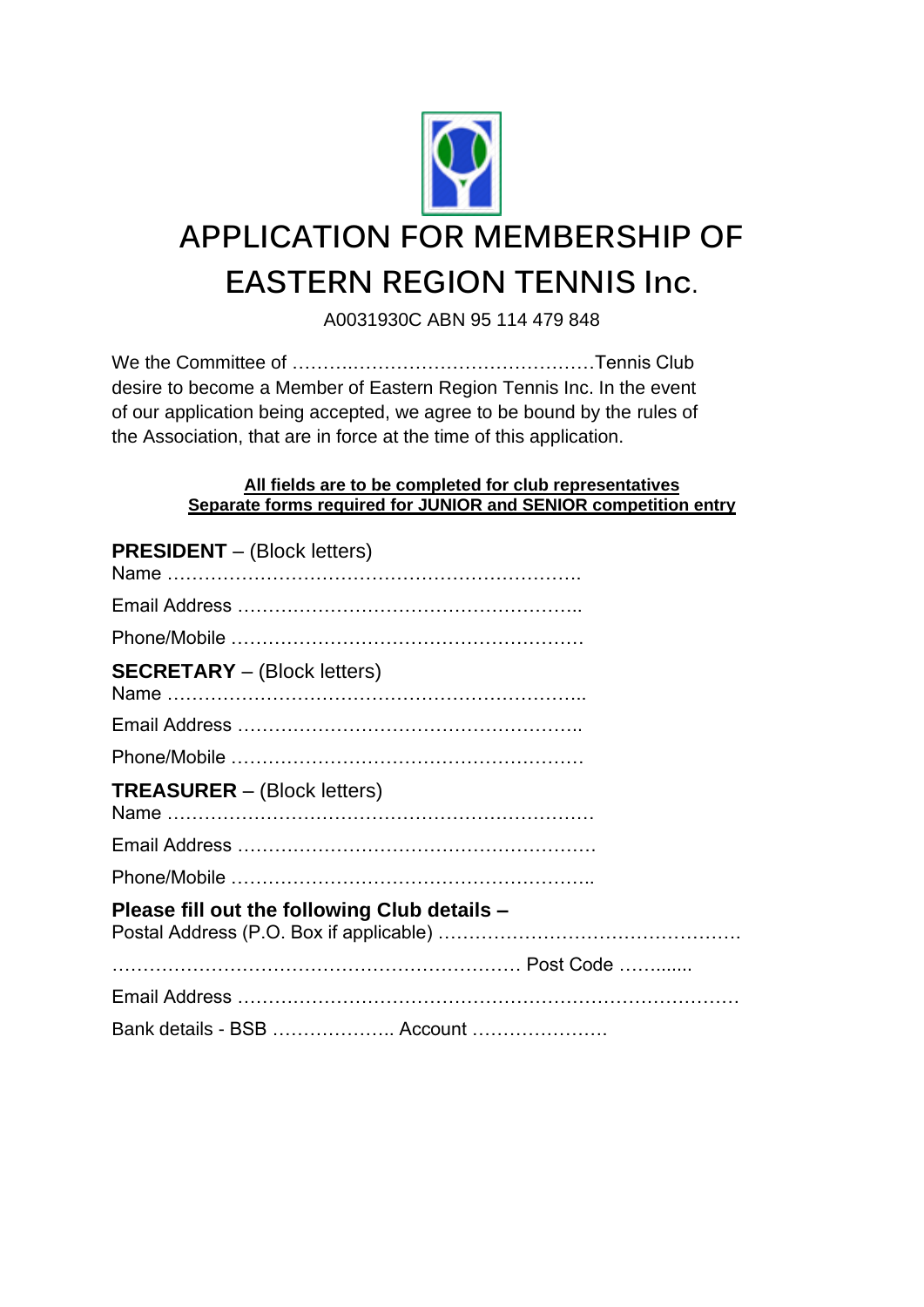# APPLICATION FOR MEMBERSHIP OF EASTERN REGION TENNIS Inc.

A0031930C ABN 95 114 479 848

We the Committee of ……….………………………………Tennis Club desire to become a Member of Eastern Region Tennis Inc. In the event of our application being accepted, we agree to be bound by the rules of the Association, that are in force at the time of this application.

**All fields are to be completed for club representatives**
**Separate forms required for JUNIOR and SENIOR competition entry**

**PRESIDENT** – (Block letters)
Name ………………………………………………………….

Email Address ………………………………………………..

Phone/Mobile …………………………………………………

**SECRETARY** – (Block letters)
Name …………………………………………………………..

Email Address ………………………………………………..

Phone/Mobile …………………………………………………

**TREASURER** – (Block letters)
Name ……………………………………………………………

Email Address …………………………………………………

Phone/Mobile …………………………………………………..

**Please fill out the following Club details –**
Postal Address (P.O. Box if applicable) ………………………………………….

………………………………………………………… Post Code …….......

Email Address …………………………………………………………………….

Bank details - BSB ……………….. Account ………………….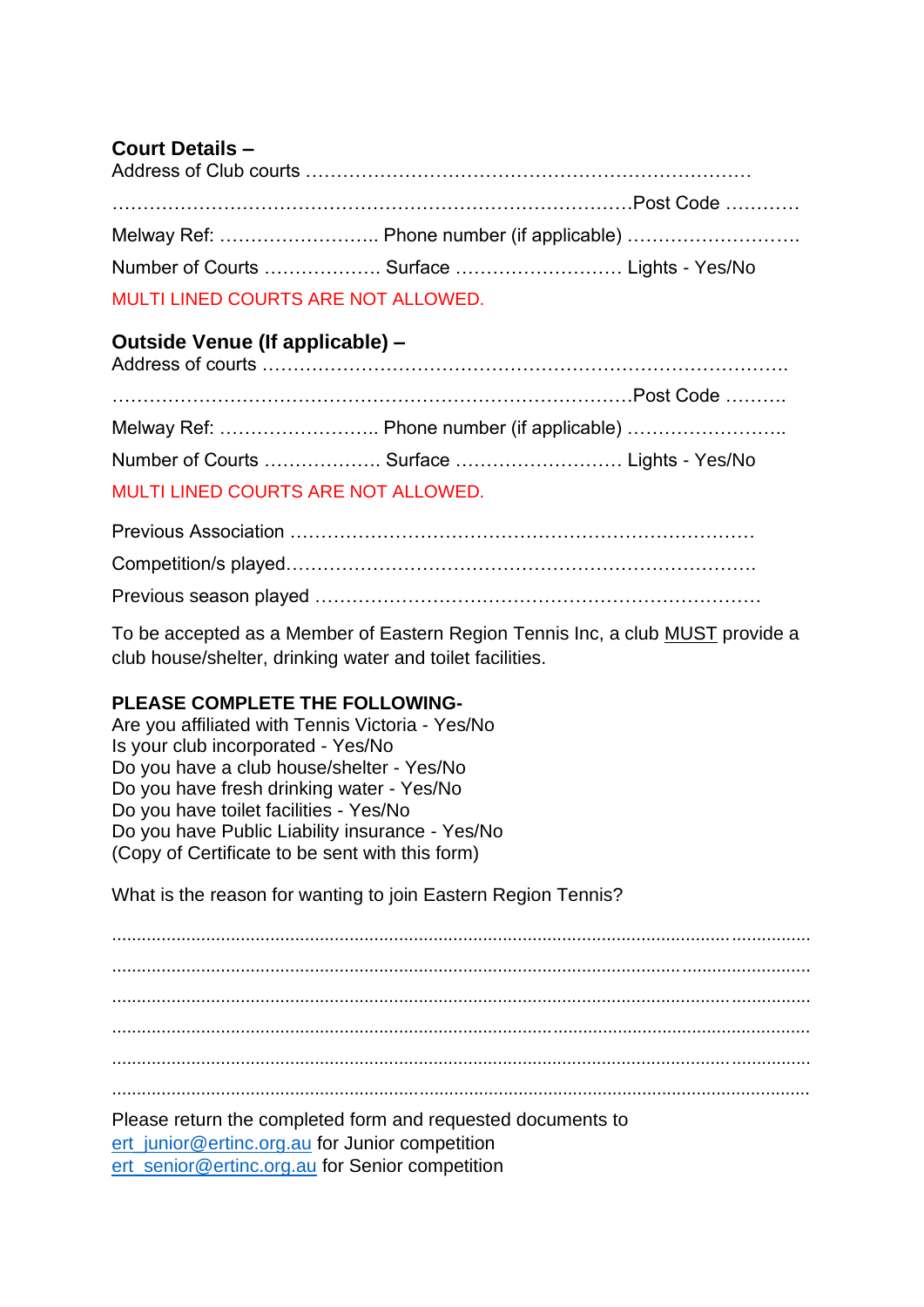**Court Details –**

Address of Club courts ……………………………………………………………………

…………………………………………………………………………Post Code …………

Melway Ref: …………………….. Phone number (if applicable) ……………………….

Number of Courts ………………. Surface ……………………… Lights - Yes/No

MULTI LINED COURTS ARE NOT ALLOWED.

**Outside Venue (If applicable) –**

Address of courts ………………………………………………………………………….

…………………………………………………………………………Post Code ……….

Melway Ref: …………………….. Phone number (if applicable) …………………….

Number of Courts ………………. Surface ……………………… Lights - Yes/No

MULTI LINED COURTS ARE NOT ALLOWED.

Previous Association …………………………………………………………………

Competition/s played…………………………………………………………………

Previous season played ………………………………………………………………

To be accepted as a Member of Eastern Region Tennis Inc, a club <u>MUST</u> provide a club house/shelter, drinking water and toilet facilities.

**PLEASE COMPLETE THE FOLLOWING-**

Are you affiliated with Tennis Victoria - Yes/No
Is your club incorporated - Yes/No
Do you have a club house/shelter - Yes/No
Do you have fresh drinking water - Yes/No
Do you have toilet facilities - Yes/No
Do you have Public Liability insurance - Yes/No
(Copy of Certificate to be sent with this form)

What is the reason for wanting to join Eastern Region Tennis?

……………………………………………………………………………………………………

……………………………………………………………………………………………………

……………………………………………………………………………………………………

……………………………………………………………………………………………………

……………………………………………………………………………………………………

……………………………………………………………………………………………………

Please return the completed form and requested documents to
ert_junior@ertinc.org.au for Junior competition
ert_senior@ertinc.org.au for Senior competition